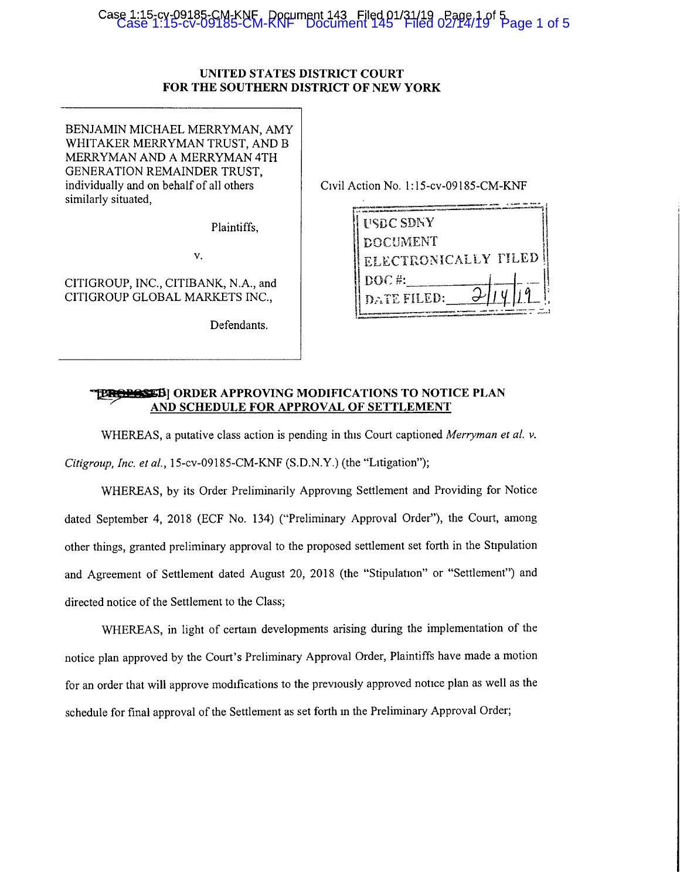UNITED STATES DISTRICT COURT
FOR THE SOUTHERN DISTRICT OF NEW YORK

BENJAMIN MICHAEL MERRYMAN, AMY WHITAKER MERRYMAN TRUST, AND B MERRYMAN AND A MERRYMAN 4TH GENERATION REMAINDER TRUST, individually and on behalf of all others similarly situated,

Plaintiffs,

v.

CITIGROUP, INC., CITIBANK, N.A., and CITIGROUP GLOBAL MARKETS INC.,

Defendants.

Civil Action No. 1:15-cv-09185-CM-KNF

USDC SDNY
DOCUMENT
ELECTRONICALLY FILED
DOC #: \_\_\_\_\_\_\_\_\_\_
DATE FILED: 2/14/19

## ~~[PROPOSED]~~ ORDER APPROVING MODIFICATIONS TO NOTICE PLAN AND SCHEDULE FOR APPROVAL OF SETTLEMENT

WHEREAS, a putative class action is pending in this Court captioned *Merryman et al. v. Citigroup, Inc. et al.*, 15-cv-09185-CM-KNF (S.D.N.Y.) (the "Litigation");

WHEREAS, by its Order Preliminarily Approving Settlement and Providing for Notice dated September 4, 2018 (ECF No. 134) ("Preliminary Approval Order"), the Court, among other things, granted preliminary approval to the proposed settlement set forth in the Stipulation and Agreement of Settlement dated August 20, 2018 (the "Stipulation" or "Settlement") and directed notice of the Settlement to the Class;

WHEREAS, in light of certain developments arising during the implementation of the notice plan approved by the Court's Preliminary Approval Order, Plaintiffs have made a motion for an order that will approve modifications to the previously approved notice plan as well as the schedule for final approval of the Settlement as set forth in the Preliminary Approval Order;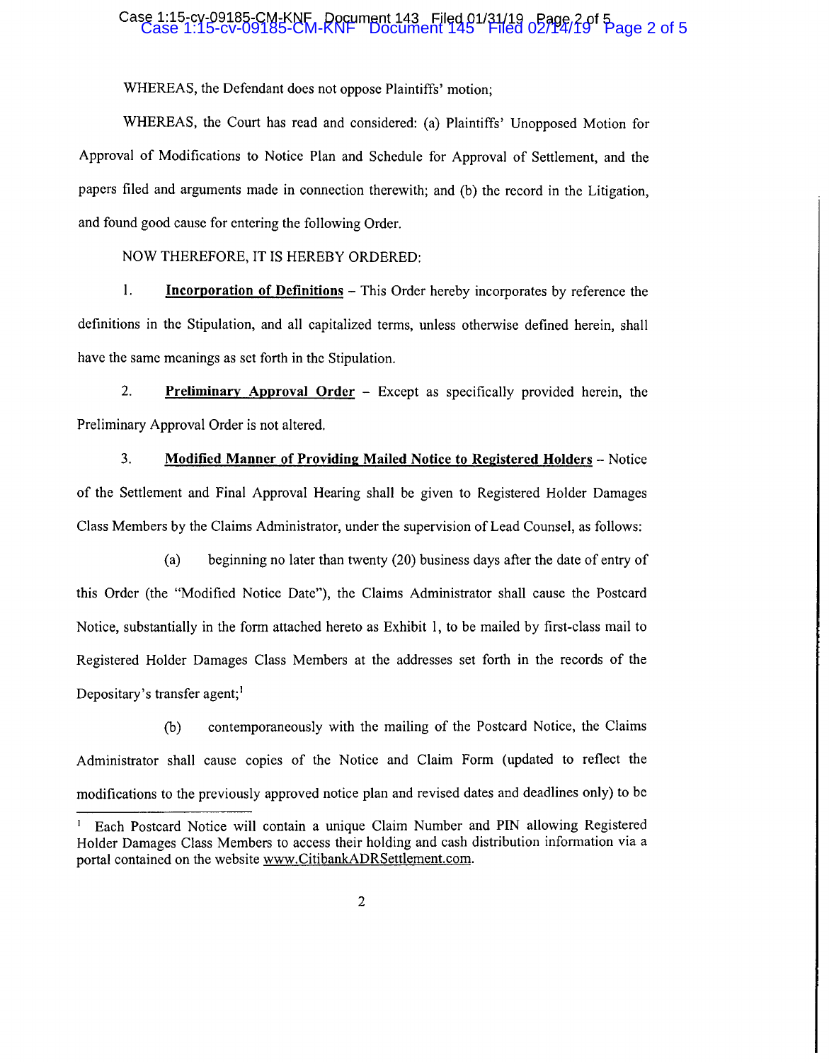WHEREAS, the Defendant does not oppose Plaintiffs' motion;

WHEREAS, the Court has read and considered: (a) Plaintiffs' Unopposed Motion for Approval of Modifications to Notice Plan and Schedule for Approval of Settlement, and the papers filed and arguments made in connection therewith; and (b) the record in the Litigation, and found good cause for entering the following Order.

NOW THEREFORE, IT IS HEREBY ORDERED:

1. **Incorporation of Definitions** – This Order hereby incorporates by reference the definitions in the Stipulation, and all capitalized terms, unless otherwise defined herein, shall have the same meanings as set forth in the Stipulation.

2. **Preliminary Approval Order** – Except as specifically provided herein, the Preliminary Approval Order is not altered.

3. **Modified Manner of Providing Mailed Notice to Registered Holders** – Notice of the Settlement and Final Approval Hearing shall be given to Registered Holder Damages Class Members by the Claims Administrator, under the supervision of Lead Counsel, as follows:

(a) beginning no later than twenty (20) business days after the date of entry of this Order (the "Modified Notice Date"), the Claims Administrator shall cause the Postcard Notice, substantially in the form attached hereto as Exhibit 1, to be mailed by first-class mail to Registered Holder Damages Class Members at the addresses set forth in the records of the Depositary's transfer agent;[1]

(b) contemporaneously with the mailing of the Postcard Notice, the Claims Administrator shall cause copies of the Notice and Claim Form (updated to reflect the modifications to the previously approved notice plan and revised dates and deadlines only) to be

[1] Each Postcard Notice will contain a unique Claim Number and PIN allowing Registered Holder Damages Class Members to access their holding and cash distribution information via a portal contained on the website www.CitibankADRSettlement.com.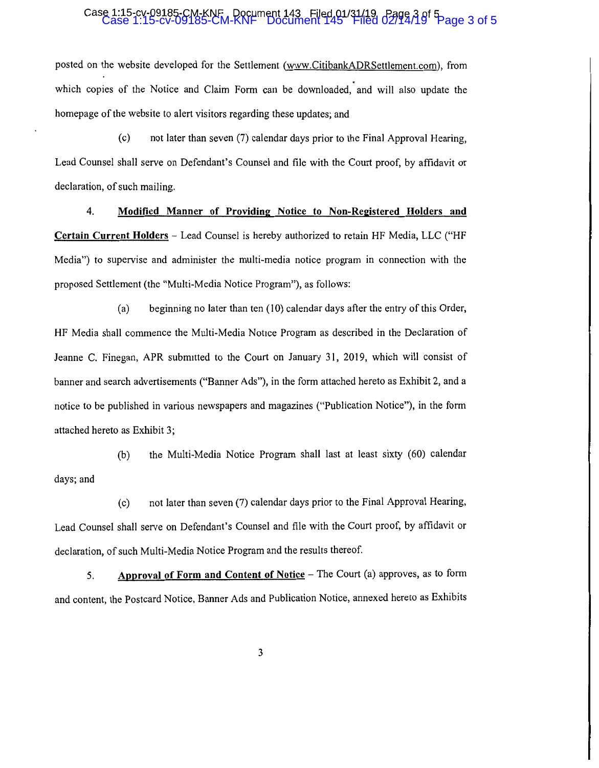posted on the website developed for the Settlement (www.CitibankADRSettlement.com), from which copies of the Notice and Claim Form can be downloaded, and will also update the homepage of the website to alert visitors regarding these updates; and

(c) not later than seven (7) calendar days prior to the Final Approval Hearing, Lead Counsel shall serve on Defendant's Counsel and file with the Court proof, by affidavit or declaration, of such mailing.

4. **Modified Manner of Providing Notice to Non-Registered Holders and Certain Current Holders** – Lead Counsel is hereby authorized to retain HF Media, LLC ("HF Media") to supervise and administer the multi-media notice program in connection with the proposed Settlement (the "Multi-Media Notice Program"), as follows:

(a) beginning no later than ten (10) calendar days after the entry of this Order, HF Media shall commence the Multi-Media Notice Program as described in the Declaration of Jeanne C. Finegan, APR submitted to the Court on January 31, 2019, which will consist of banner and search advertisements ("Banner Ads"), in the form attached hereto as Exhibit 2, and a notice to be published in various newspapers and magazines ("Publication Notice"), in the form attached hereto as Exhibit 3;

(b) the Multi-Media Notice Program shall last at least sixty (60) calendar days; and

(c) not later than seven (7) calendar days prior to the Final Approval Hearing, Lead Counsel shall serve on Defendant's Counsel and file with the Court proof, by affidavit or declaration, of such Multi-Media Notice Program and the results thereof.

5. **Approval of Form and Content of Notice** – The Court (a) approves, as to form and content, the Postcard Notice, Banner Ads and Publication Notice, annexed hereto as Exhibits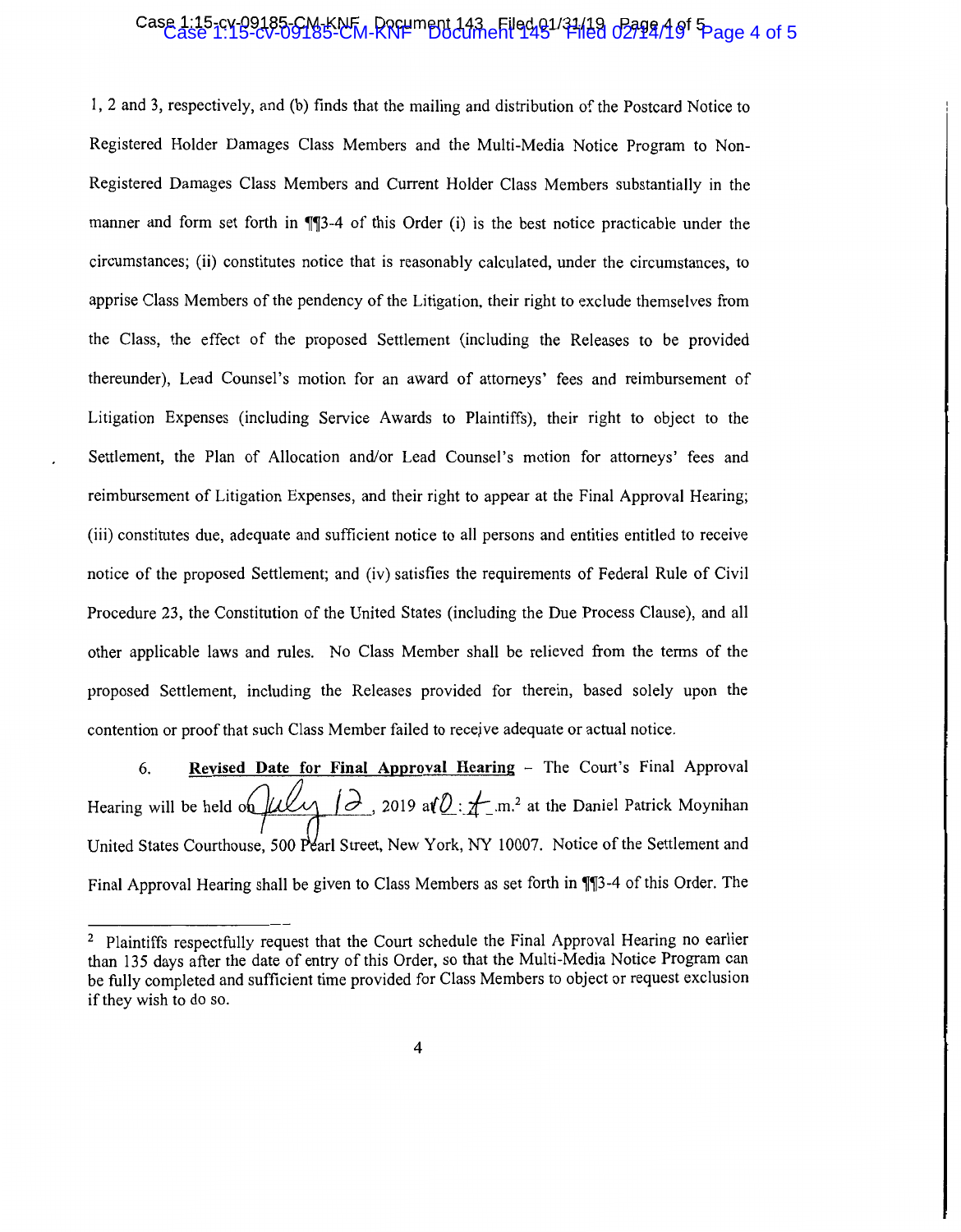1, 2 and 3, respectively, and (b) finds that the mailing and distribution of the Postcard Notice to Registered Holder Damages Class Members and the Multi-Media Notice Program to Non-Registered Damages Class Members and Current Holder Class Members substantially in the manner and form set forth in ¶¶3-4 of this Order (i) is the best notice practicable under the circumstances; (ii) constitutes notice that is reasonably calculated, under the circumstances, to apprise Class Members of the pendency of the Litigation, their right to exclude themselves from the Class, the effect of the proposed Settlement (including the Releases to be provided thereunder), Lead Counsel's motion for an award of attorneys' fees and reimbursement of Litigation Expenses (including Service Awards to Plaintiffs), their right to object to the Settlement, the Plan of Allocation and/or Lead Counsel's motion for attorneys' fees and reimbursement of Litigation Expenses, and their right to appear at the Final Approval Hearing; (iii) constitutes due, adequate and sufficient notice to all persons and entities entitled to receive notice of the proposed Settlement; and (iv) satisfies the requirements of Federal Rule of Civil Procedure 23, the Constitution of the United States (including the Due Process Clause), and all other applicable laws and rules. No Class Member shall be relieved from the terms of the proposed Settlement, including the Releases provided for therein, based solely upon the contention or proof that such Class Member failed to receive adequate or actual notice.

6. **Revised Date for Final Approval Hearing** – The Court's Final Approval Hearing will be held on July 12, 2019 at 10:00 a.m.[2] at the Daniel Patrick Moynihan United States Courthouse, 500 Pearl Street, New York, NY 10007. Notice of the Settlement and Final Approval Hearing shall be given to Class Members as set forth in ¶¶3-4 of this Order. The

---

[2] Plaintiffs respectfully request that the Court schedule the Final Approval Hearing no earlier than 135 days after the date of entry of this Order, so that the Multi-Media Notice Program can be fully completed and sufficient time provided for Class Members to object or request exclusion if they wish to do so.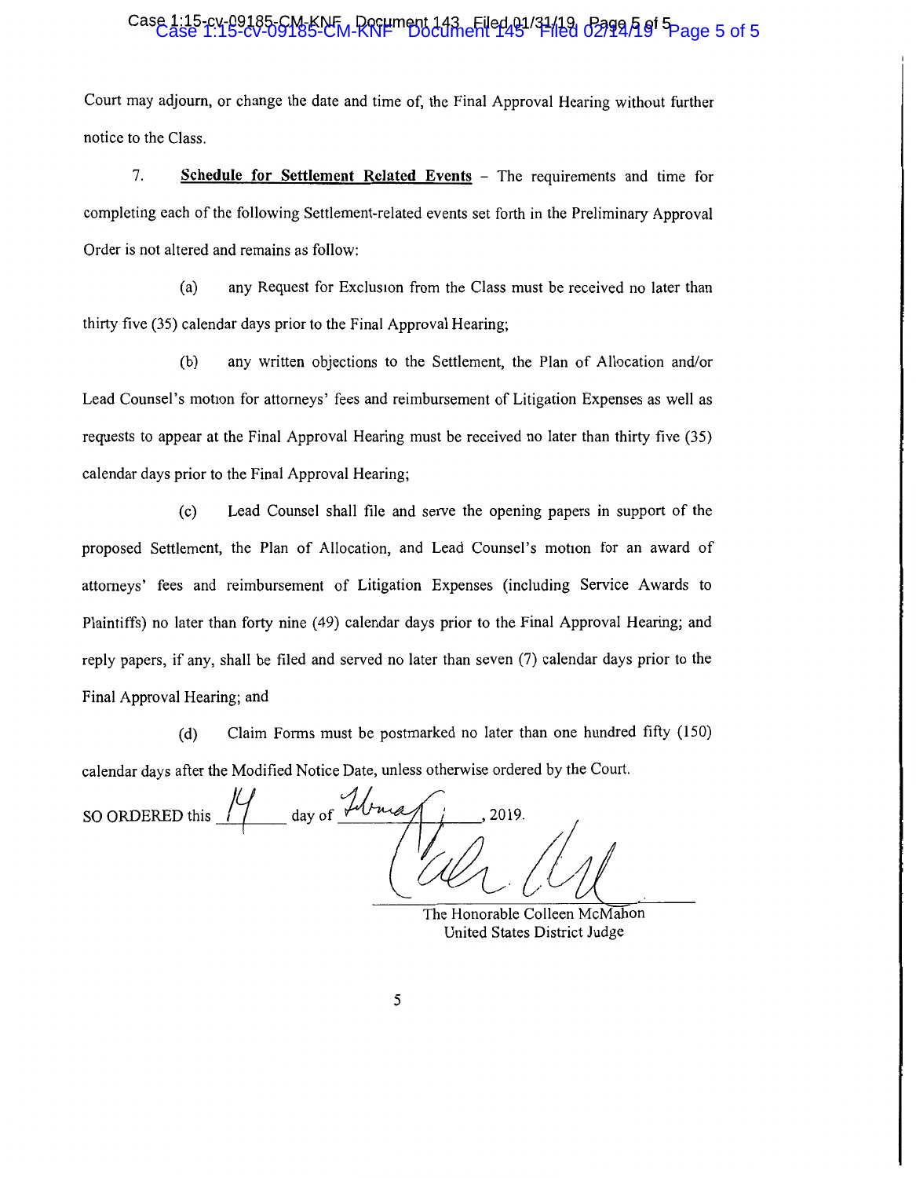Court may adjourn, or change the date and time of, the Final Approval Hearing without further notice to the Class.

7. **Schedule for Settlement Related Events** – The requirements and time for completing each of the following Settlement-related events set forth in the Preliminary Approval Order is not altered and remains as follow:

(a) any Request for Exclusion from the Class must be received no later than thirty five (35) calendar days prior to the Final Approval Hearing;

(b) any written objections to the Settlement, the Plan of Allocation and/or Lead Counsel's motion for attorneys' fees and reimbursement of Litigation Expenses as well as requests to appear at the Final Approval Hearing must be received no later than thirty five (35) calendar days prior to the Final Approval Hearing;

(c) Lead Counsel shall file and serve the opening papers in support of the proposed Settlement, the Plan of Allocation, and Lead Counsel's motion for an award of attorneys' fees and reimbursement of Litigation Expenses (including Service Awards to Plaintiffs) no later than forty nine (49) calendar days prior to the Final Approval Hearing; and reply papers, if any, shall be filed and served no later than seven (7) calendar days prior to the Final Approval Hearing; and

(d) Claim Forms must be postmarked no later than one hundred fifty (150) calendar days after the Modified Notice Date, unless otherwise ordered by the Court.

SO ORDERED this 14 day of February, 2019.

The Honorable Colleen McMahon
United States District Judge